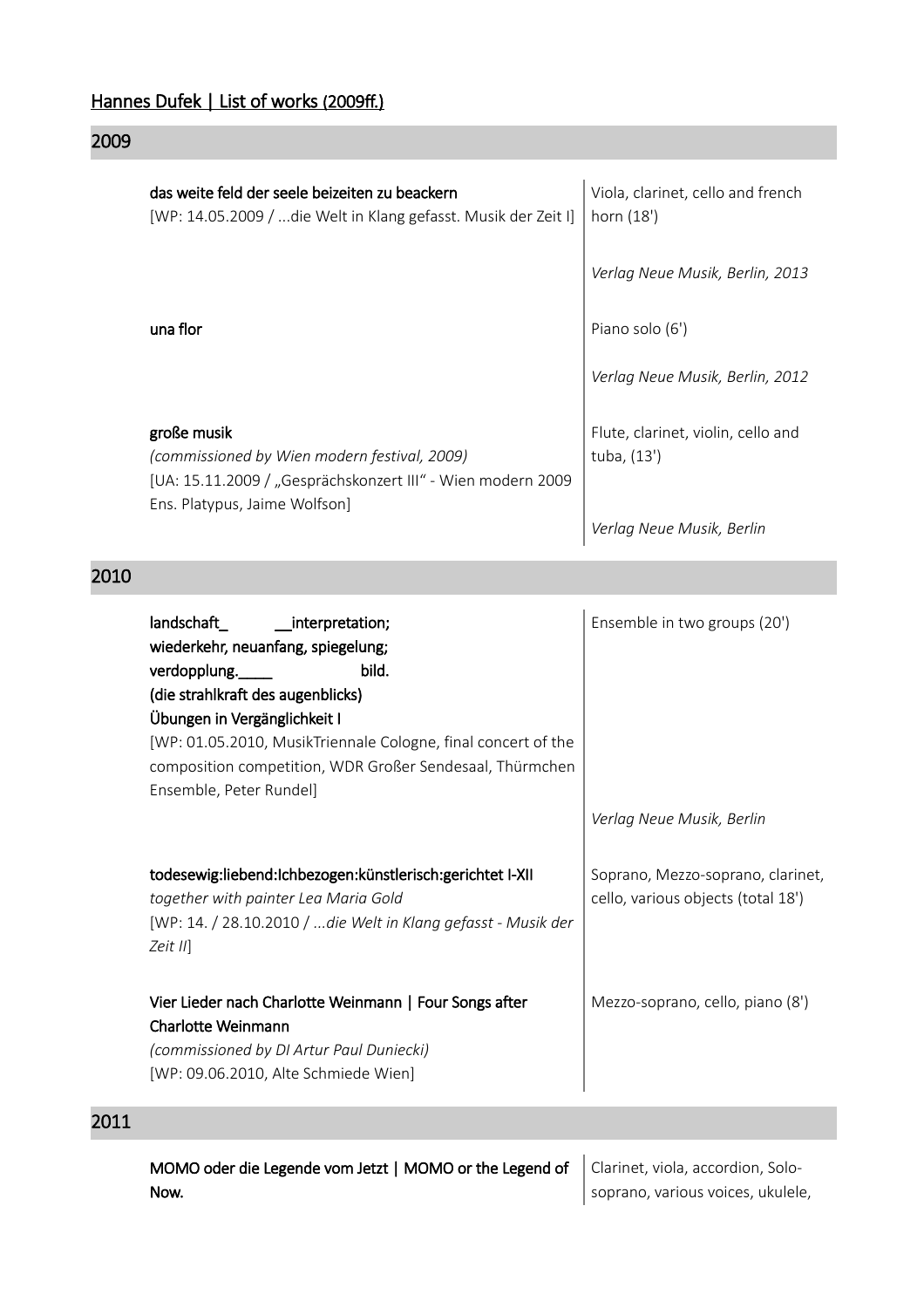# Hannes Dufek | List of works (2009ff.)

## 2009

**das weite feld der seele beizeiten zu beackern**
[WP: 14.05.2009 / ...die Welt in Klang gefasst. Musik der Zeit I]

Viola, clarinet, cello and french horn (18')

*Verlag Neue Musik, Berlin, 2013*

**una flor**

Piano solo (6')

*Verlag Neue Musik, Berlin, 2012*

**große musik**
*(commissioned by Wien modern festival, 2009)*
[UA: 15.11.2009 / „Gesprächskonzert III" - Wien modern 2009 Ens. Platypus, Jaime Wolfson]

Flute, clarinet, violin, cello and tuba, (13')

*Verlag Neue Musik, Berlin*

## 2010

**landschaft_ __interpretation;**
**wiederkehr, neuanfang, spiegelung;**
**verdopplung.____ bild.**
**(die strahlkraft des augenblicks)**
**Übungen in Vergänglichkeit I**
[WP: 01.05.2010, MusikTriennale Cologne, final concert of the composition competition, WDR Großer Sendesaal, Thürmchen Ensemble, Peter Rundel]

Ensemble in two groups (20')

*Verlag Neue Musik, Berlin*

**todesewig:liebend:Ichbezogen:künstlerisch:gerichtet I-XII**
*together with painter Lea Maria Gold*
[WP: 14. / 28.10.2010 / *...die Welt in Klang gefasst - Musik der Zeit II*]

Soprano, Mezzo-soprano, clarinet, cello, various objects (total 18')

**Vier Lieder nach Charlotte Weinmann | Four Songs after Charlotte Weinmann**
*(commissioned by DI Artur Paul Duniecki)*
[WP: 09.06.2010, Alte Schmiede Wien]

Mezzo-soprano, cello, piano (8')

## 2011

**MOMO oder die Legende vom Jetzt | MOMO or the Legend of Now.**

Clarinet, viola, accordion, Solo-soprano, various voices, ukulele,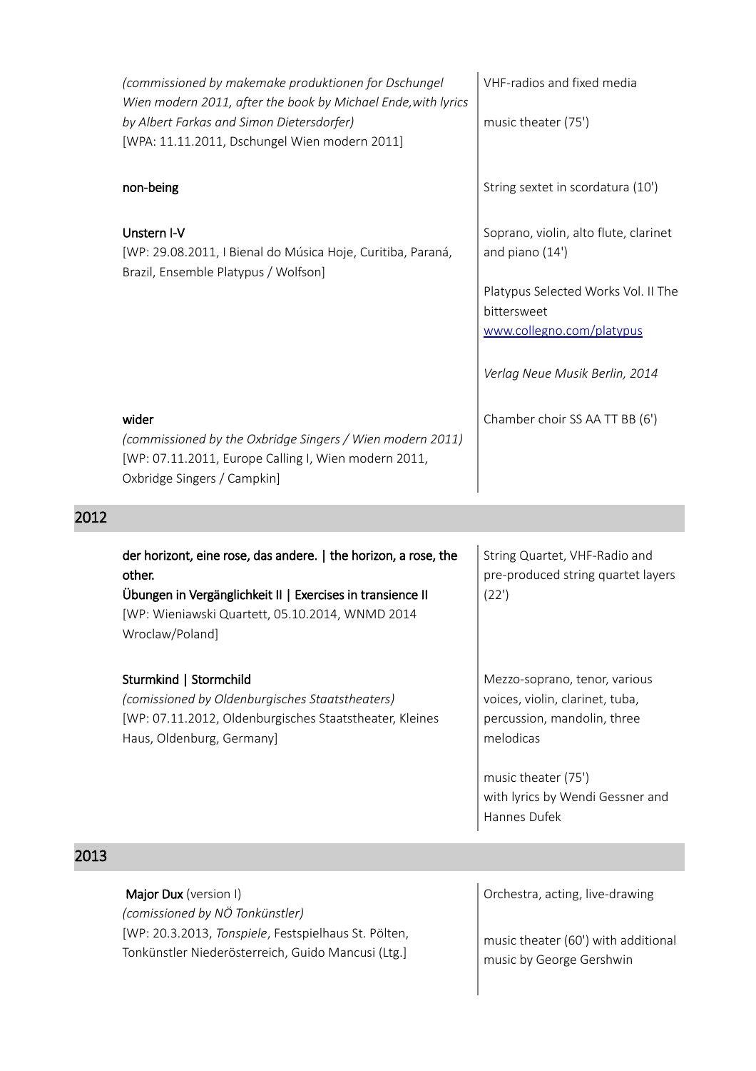*(commissioned by makemake produktionen for Dschungel Wien modern 2011, after the book by Michael Ende,with lyrics by Albert Farkas and Simon Dietersdorfer)*
[WPA: 11.11.2011, Dschungel Wien modern 2011]

VHF-radios and fixed media

music theater (75')

**non-being**

String sextet in scordatura (10')

**Unstern I-V**
[WP: 29.08.2011, I Bienal do Música Hoje, Curitiba, Paraná, Brazil, Ensemble Platypus / Wolfson]

Soprano, violin, alto flute, clarinet and piano (14')

Platypus Selected Works Vol. II The bittersweet
www.collegno.com/platypus

*Verlag Neue Musik Berlin, 2014*

**wider**
*(commissioned by the Oxbridge Singers / Wien modern 2011)*
[WP: 07.11.2011, Europe Calling I, Wien modern 2011, Oxbridge Singers / Campkin]

Chamber choir SS AA TT BB (6')

## 2012

**der horizont, eine rose, das andere. | the horizon, a rose, the other.**
**Übungen in Vergänglichkeit II | Exercises in transience II**
[WP: Wieniawski Quartett, 05.10.2014, WNMD 2014 Wroclaw/Poland]

String Quartet, VHF-Radio and pre-produced string quartet layers (22')

**Sturmkind | Stormchild**
*(comissioned by Oldenburgisches Staatstheaters)*
[WP: 07.11.2012, Oldenburgisches Staatstheater, Kleines Haus, Oldenburg, Germany]

Mezzo-soprano, tenor, various voices, violin, clarinet, tuba, percussion, mandolin, three melodicas

music theater (75')
with lyrics by Wendi Gessner and Hannes Dufek

## 2013

**Major Dux** (version I)
*(comissioned by NÖ Tonkünstler)*
[WP: 20.3.2013, *Tonspiele*, Festspielhaus St. Pölten, Tonkünstler Niederösterreich, Guido Mancusi (Ltg.]

Orchestra, acting, live-drawing

music theater (60') with additional music by George Gershwin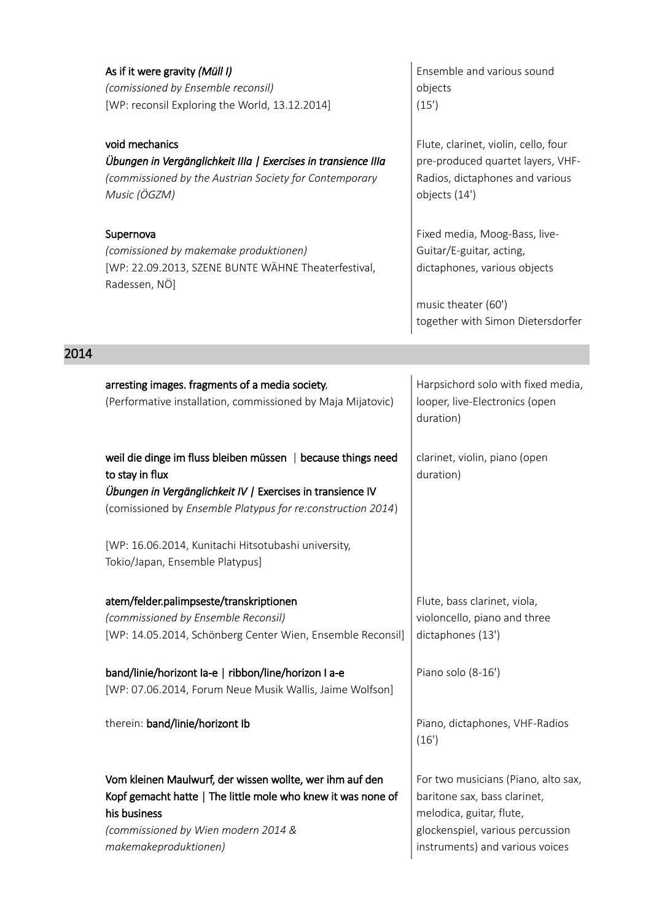**As if it were gravity** *(Müll I)*
*(comissioned by Ensemble reconsil)*
[WP: reconsil Exploring the World, 13.12.2014]

Ensemble and various sound objects
(15')

**void mechanics**
***Übungen in Vergänglichkeit IIIa | Exercises in transience IIIa***
*(commissioned by the Austrian Society for Contemporary Music (ÖGZM)*

Flute, clarinet, violin, cello, four pre-produced quartet layers, VHF-Radios, dictaphones and various objects (14')

**Supernova**
*(comissioned by makemake produktionen)*
[WP: 22.09.2013, SZENE BUNTE WÄHNE Theaterfestival, Radessen, NÖ]

Fixed media, Moog-Bass, live-Guitar/E-guitar, acting, dictaphones, various objects

music theater (60')
together with Simon Dietersdorfer

## 2014

**arresting images. fragments of a media society**,
(Performative installation, commissioned by Maja Mijatovic)

Harpsichord solo with fixed media, looper, live-Electronics (open duration)

**weil die dinge im fluss bleiben müssen | because things need to stay in flux**
***Übungen in Vergänglichkeit IV* | Exercises in transience IV**
(comissioned by *Ensemble Platypus for re:construction 2014*)

[WP: 16.06.2014, Kunitachi Hitsotubashi university, Tokio/Japan, Ensemble Platypus]

clarinet, violin, piano (open duration)

**atem/felder.palimpseste/transkriptionen**
*(commissioned by Ensemble Reconsil)*
[WP: 14.05.2014, Schönberg Center Wien, Ensemble Reconsil]

Flute, bass clarinet, viola, violoncello, piano and three dictaphones (13')

**band/linie/horizont Ia-e | ribbon/line/horizon I a-e**
[WP: 07.06.2014, Forum Neue Musik Wallis, Jaime Wolfson]

Piano solo (8-16')

therein: **band/linie/horizont Ib**

Piano, dictaphones, VHF-Radios (16')

**Vom kleinen Maulwurf, der wissen wollte, wer ihm auf den Kopf gemacht hatte | The little mole who knew it was none of his business**
*(commissioned by Wien modern 2014 & makemakeproduktionen)*

For two musicians (Piano, alto sax, baritone sax, bass clarinet, melodica, guitar, flute, glockenspiel, various percussion instruments) and various voices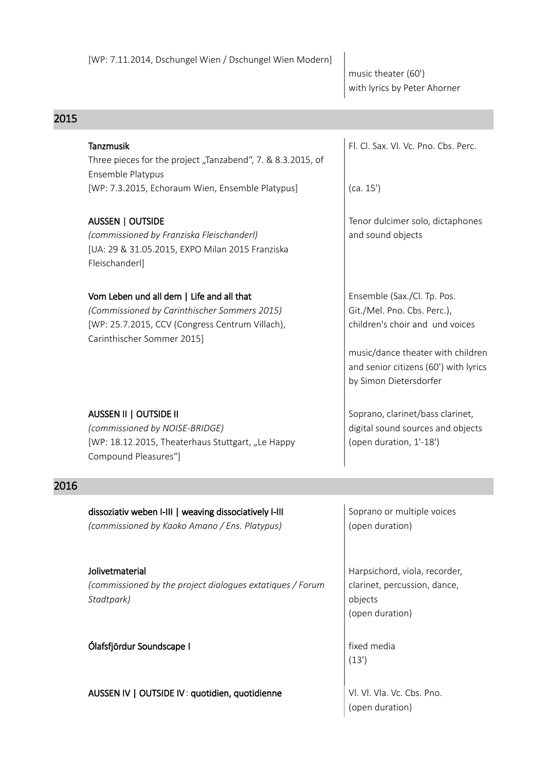[WP: 7.11.2014, Dschungel Wien / Dschungel Wien Modern]

music theater (60')
with lyrics by Peter Ahorner

## 2015

**Tanzmusik**
Three pieces for the project „Tanzabend“, 7. & 8.3.2015, of Ensemble Platypus
[WP: 7.3.2015, Echoraum Wien, Ensemble Platypus]

Fl. Cl. Sax. Vl. Vc. Pno. Cbs. Perc.
(ca. 15')

**AUSSEN | OUTSIDE**
*(commissioned by Franziska Fleischanderl)*
[UA: 29 & 31.05.2015, EXPO Milan 2015 Franziska Fleischanderl]

Tenor dulcimer solo, dictaphones and sound objects

**Vom Leben und all dem | Life and all that**
*(Commissioned by Carinthischer Sommers 2015)*
[WP: 25.7.2015, CCV (Congress Centrum Villach), Carinthischer Sommer 2015]

Ensemble (Sax./Cl. Tp. Pos. Git./Mel. Pno. Cbs. Perc.), children's choir and und voices

music/dance theater with children and senior citizens (60') with lyrics by Simon Dietersdorfer

**AUSSEN II | OUTSIDE II**
*(commissioned by NOISE-BRIDGE)*
[WP: 18.12.2015, Theaterhaus Stuttgart, „Le Happy Compound Pleasures“]

Soprano, clarinet/bass clarinet, digital sound sources and objects
(open duration, 1'-18')

## 2016

**dissoziativ weben I-III | weaving dissociatively I-III**
*(commissioned by Kaoko Amano / Ens. Platypus)*

Soprano or multiple voices
(open duration)

**Jolivetmaterial**
*(commissioned by the project dialogues extatiques / Forum Stadtpark)*

Harpsichord, viola, recorder, clarinet, percussion, dance, objects
(open duration)

**Ólafsfjördur Soundscape I**

fixed media
(13')

**AUSSEN IV | OUTSIDE IV : quotidien, quotidienne**

Vl. Vl. Vla. Vc. Cbs. Pno.
(open duration)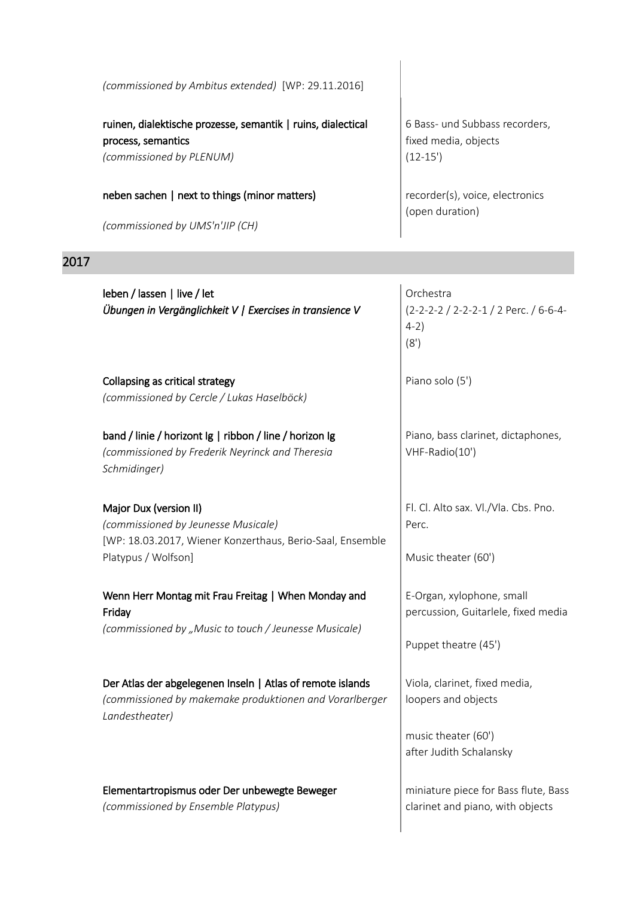*(commissioned by Ambitus extended)* [WP: 29.11.2016]

**ruinen, dialektische prozesse, semantik | ruins, dialectical process, semantics**
*(commissioned by PLENUM)*

6 Bass- und Subbass recorders, fixed media, objects
(12-15')

**neben sachen | next to things (minor matters)**

*(commissioned by UMS'n'JIP (CH))*

recorder(s), voice, electronics
(open duration)

## 2017

**leben / lassen | live / let**
***Übungen in Vergänglichkeit V | Exercises in transience V***

Orchestra
(2-2-2-2 / 2-2-2-1 / 2 Perc. / 6-6-4-4-2)
(8')

**Collapsing as critical strategy**
*(commissioned by Cercle / Lukas Haselböck)*

Piano solo (5')

**band / linie / horizont Ig | ribbon / line / horizon Ig**
*(commissioned by Frederik Neyrinck and Theresia Schmidinger)*

Piano, bass clarinet, dictaphones, VHF-Radio(10')

**Major Dux (version II)**
*(commissioned by Jeunesse Musicale)*
[WP: 18.03.2017, Wiener Konzerthaus, Berio-Saal, Ensemble Platypus / Wolfson]

Fl. Cl. Alto sax. Vl./Vla. Cbs. Pno. Perc.

Music theater (60')

**Wenn Herr Montag mit Frau Freitag | When Monday and Friday**
*(commissioned by „Music to touch / Jeunesse Musicale)*

E-Organ, xylophone, small percussion, Guitarlele, fixed media

Puppet theatre (45')

**Der Atlas der abgelegenen Inseln | Atlas of remote islands**
*(commissioned by makemake produktionen and Vorarlberger Landestheater)*

Viola, clarinet, fixed media, loopers and objects

music theater (60')
after Judith Schalansky

**Elementartropismus oder Der unbewegte Beweger**
*(commissioned by Ensemble Platypus)*

miniature piece for Bass flute, Bass clarinet and piano, with objects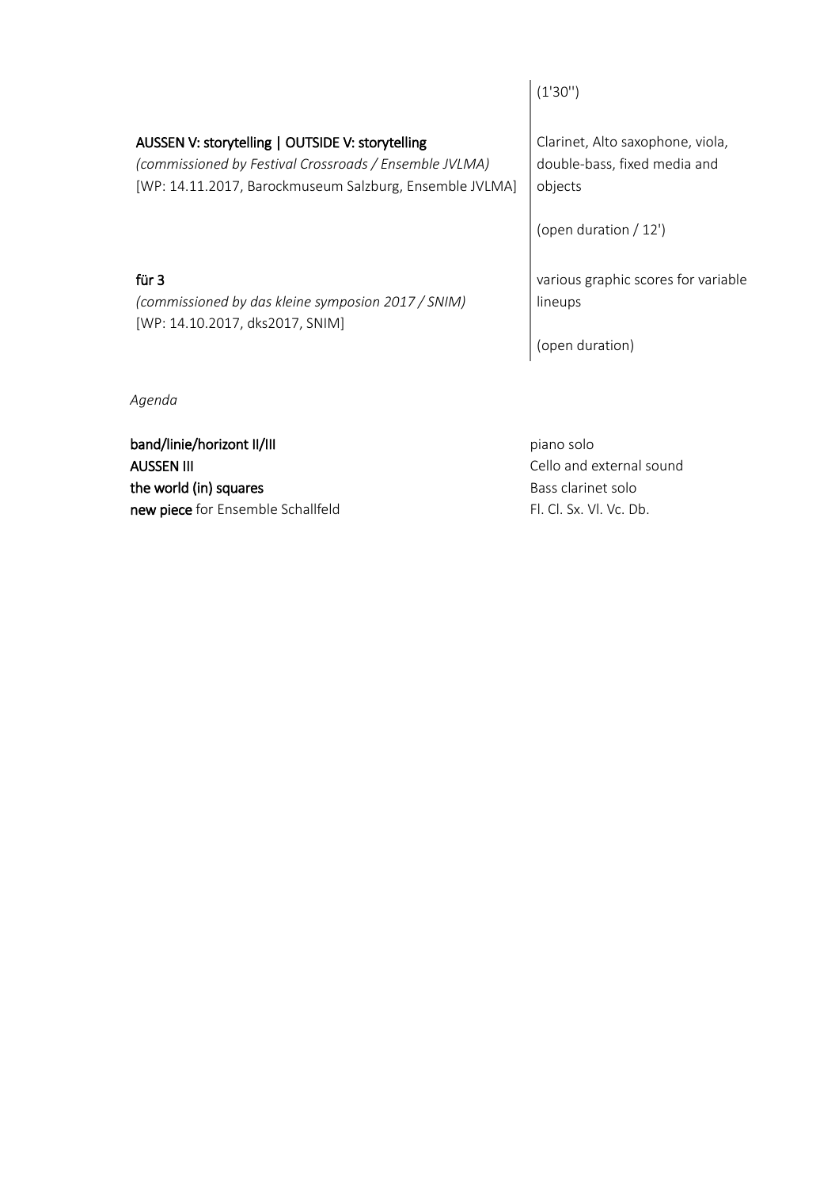| | |
|---|---|
| | (1'30'') |
| **AUSSEN V: storytelling \| OUTSIDE V: storytelling**<br>*(commissioned by Festival Crossroads / Ensemble JVLMA)*<br>[WP: 14.11.2017, Barockmuseum Salzburg, Ensemble JVLMA] | Clarinet, Alto saxophone, viola, double-bass, fixed media and objects<br><br>(open duration / 12') |
| **für 3**<br>*(commissioned by das kleine symposion 2017 / SNIM)*<br>[WP: 14.10.2017, dks2017, SNIM] | various graphic scores for variable lineups<br><br>(open duration) |

*Agenda*

| | |
|---|---|
| **band/linie/horizont II/III** | piano solo |
| **AUSSEN III** | Cello and external sound |
| **the world (in) squares** | Bass clarinet solo |
| **new piece** for Ensemble Schallfeld | Fl. Cl. Sx. Vl. Vc. Db. |